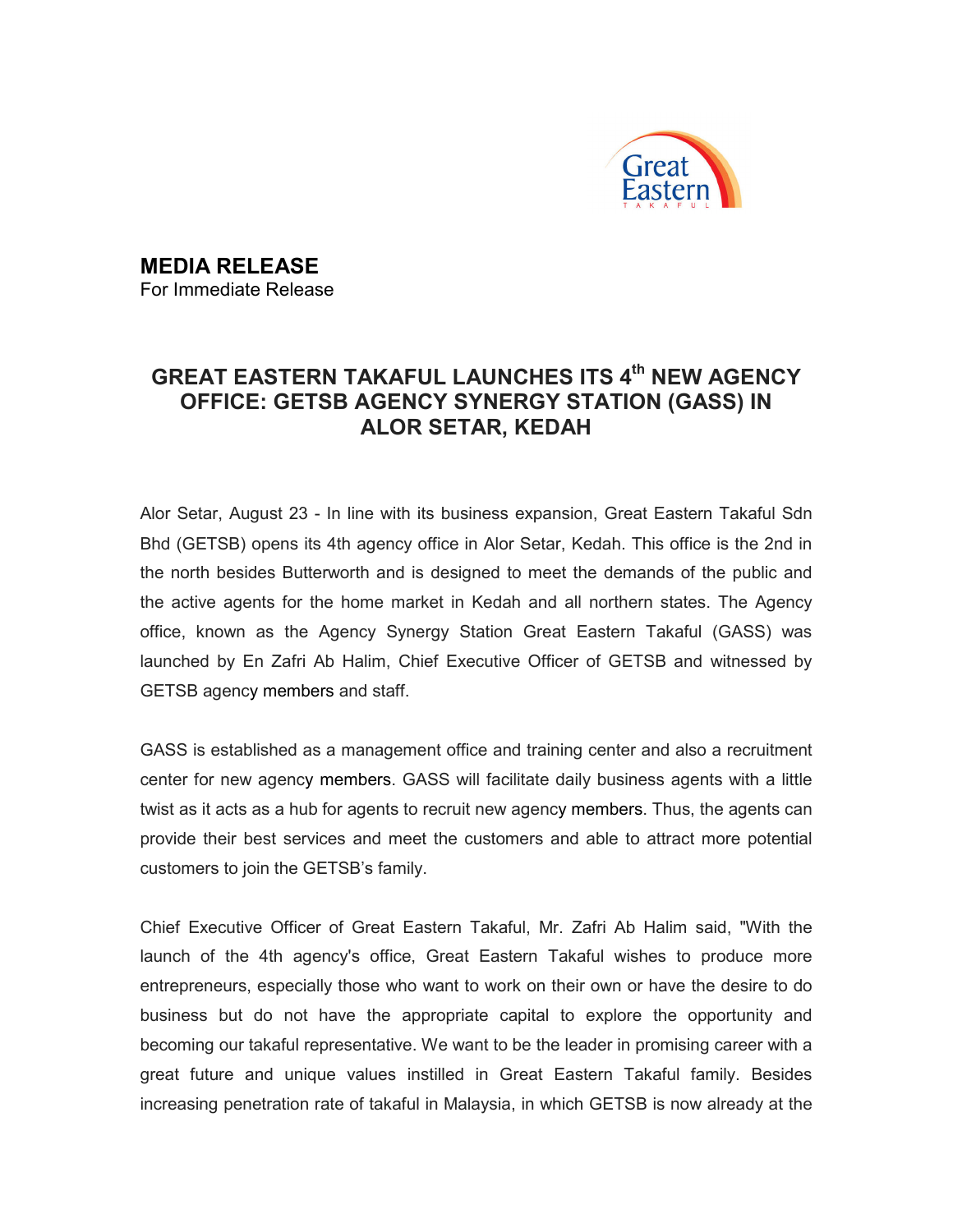**MEDIA RELEASE**
For Immediate Release

# GREAT EASTERN TAKAFUL LAUNCHES ITS 4th NEW AGENCY OFFICE: GETSB AGENCY SYNERGY STATION (GASS) IN ALOR SETAR, KEDAH

Alor Setar, August 23 - In line with its business expansion, Great Eastern Takaful Sdn Bhd (GETSB) opens its 4th agency office in Alor Setar, Kedah. This office is the 2nd in the north besides Butterworth and is designed to meet the demands of the public and the active agents for the home market in Kedah and all northern states. The Agency office, known as the Agency Synergy Station Great Eastern Takaful (GASS) was launched by En Zafri Ab Halim, Chief Executive Officer of GETSB and witnessed by GETSB agency members and staff.

GASS is established as a management office and training center and also a recruitment center for new agency members. GASS will facilitate daily business agents with a little twist as it acts as a hub for agents to recruit new agency members. Thus, the agents can provide their best services and meet the customers and able to attract more potential customers to join the GETSB's family.

Chief Executive Officer of Great Eastern Takaful, Mr. Zafri Ab Halim said, "With the launch of the 4th agency's office, Great Eastern Takaful wishes to produce more entrepreneurs, especially those who want to work on their own or have the desire to do business but do not have the appropriate capital to explore the opportunity and becoming our takaful representative. We want to be the leader in promising career with a great future and unique values instilled in Great Eastern Takaful family. Besides increasing penetration rate of takaful in Malaysia, in which GETSB is now already at the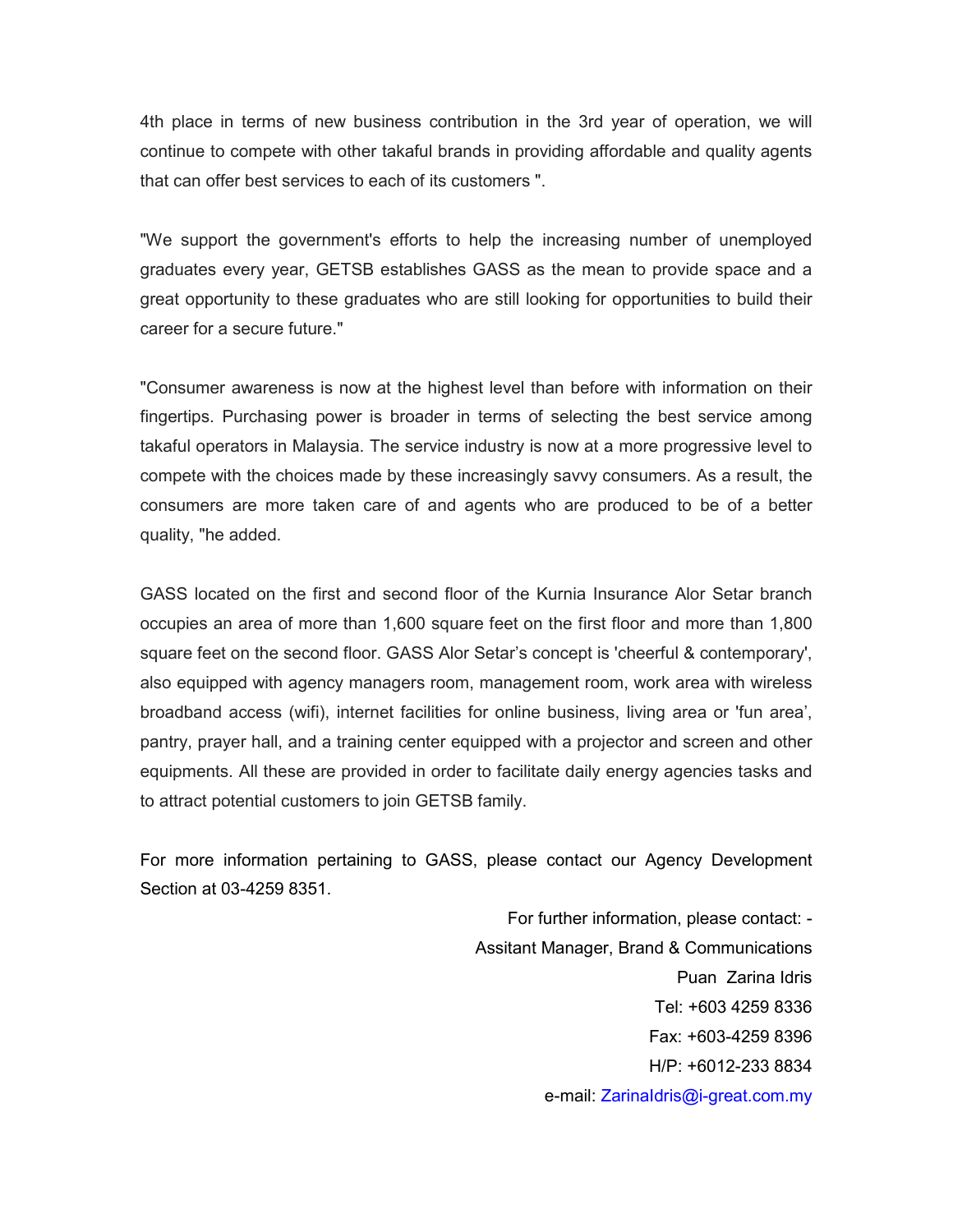4th place in terms of new business contribution in the 3rd year of operation, we will continue to compete with other takaful brands in providing affordable and quality agents that can offer best services to each of its customers ".

"We support the government's efforts to help the increasing number of unemployed graduates every year, GETSB establishes GASS as the mean to provide space and a great opportunity to these graduates who are still looking for opportunities to build their career for a secure future."

"Consumer awareness is now at the highest level than before with information on their fingertips. Purchasing power is broader in terms of selecting the best service among takaful operators in Malaysia. The service industry is now at a more progressive level to compete with the choices made by these increasingly savvy consumers. As a result, the consumers are more taken care of and agents who are produced to be of a better quality, "he added.

GASS located on the first and second floor of the Kurnia Insurance Alor Setar branch occupies an area of more than 1,600 square feet on the first floor and more than 1,800 square feet on the second floor. GASS Alor Setar's concept is 'cheerful & contemporary', also equipped with agency managers room, management room, work area with wireless broadband access (wifi), internet facilities for online business, living area or 'fun area', pantry, prayer hall, and a training center equipped with a projector and screen and other equipments. All these are provided in order to facilitate daily energy agencies tasks and to attract potential customers to join GETSB family.

For more information pertaining to GASS, please contact our Agency Development Section at 03-4259 8351.

For further information, please contact: -
Assitant Manager, Brand & Communications
Puan Zarina Idris
Tel: +603 4259 8336
Fax: +603-4259 8396
H/P: +6012-233 8834
e-mail: ZarinaIdris@i-great.com.my